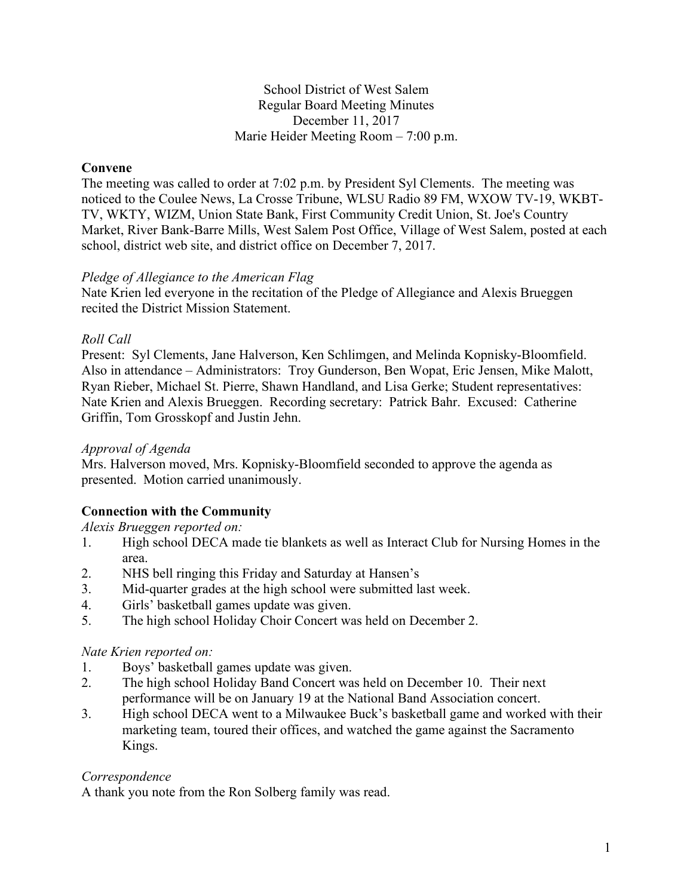School District of West Salem
Regular Board Meeting Minutes
December 11, 2017
Marie Heider Meeting Room – 7:00 p.m.

## Convene

The meeting was called to order at 7:02 p.m. by President Syl Clements. The meeting was noticed to the Coulee News, La Crosse Tribune, WLSU Radio 89 FM, WXOW TV-19, WKBT-TV, WKTY, WIZM, Union State Bank, First Community Credit Union, St. Joe's Country Market, River Bank-Barre Mills, West Salem Post Office, Village of West Salem, posted at each school, district web site, and district office on December 7, 2017.

*Pledge of Allegiance to the American Flag*

Nate Krien led everyone in the recitation of the Pledge of Allegiance and Alexis Brueggen recited the District Mission Statement.

*Roll Call*

Present: Syl Clements, Jane Halverson, Ken Schlimgen, and Melinda Kopnisky-Bloomfield. Also in attendance – Administrators: Troy Gunderson, Ben Wopat, Eric Jensen, Mike Malott, Ryan Rieber, Michael St. Pierre, Shawn Handland, and Lisa Gerke; Student representatives: Nate Krien and Alexis Brueggen. Recording secretary: Patrick Bahr. Excused: Catherine Griffin, Tom Grosskopf and Justin Jehn.

*Approval of Agenda*

Mrs. Halverson moved, Mrs. Kopnisky-Bloomfield seconded to approve the agenda as presented. Motion carried unanimously.

## Connection with the Community

*Alexis Brueggen reported on:*

1. High school DECA made tie blankets as well as Interact Club for Nursing Homes in the area.
2. NHS bell ringing this Friday and Saturday at Hansen's
3. Mid-quarter grades at the high school were submitted last week.
4. Girls' basketball games update was given.
5. The high school Holiday Choir Concert was held on December 2.

*Nate Krien reported on:*

1. Boys' basketball games update was given.
2. The high school Holiday Band Concert was held on December 10. Their next performance will be on January 19 at the National Band Association concert.
3. High school DECA went to a Milwaukee Buck's basketball game and worked with their marketing team, toured their offices, and watched the game against the Sacramento Kings.

*Correspondence*

A thank you note from the Ron Solberg family was read.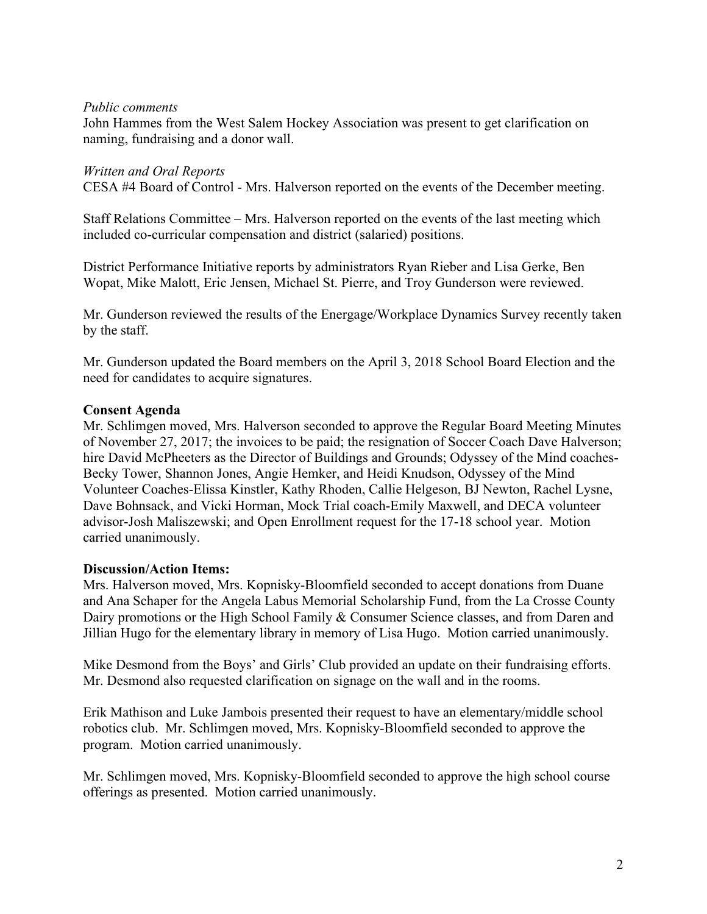*Public comments*

John Hammes from the West Salem Hockey Association was present to get clarification on naming, fundraising and a donor wall.

*Written and Oral Reports*

CESA #4 Board of Control - Mrs. Halverson reported on the events of the December meeting.

Staff Relations Committee – Mrs. Halverson reported on the events of the last meeting which included co-curricular compensation and district (salaried) positions.

District Performance Initiative reports by administrators Ryan Rieber and Lisa Gerke, Ben Wopat, Mike Malott, Eric Jensen, Michael St. Pierre, and Troy Gunderson were reviewed.

Mr. Gunderson reviewed the results of the Energage/Workplace Dynamics Survey recently taken by the staff.

Mr. Gunderson updated the Board members on the April 3, 2018 School Board Election and the need for candidates to acquire signatures.

**Consent Agenda**

Mr. Schlimgen moved, Mrs. Halverson seconded to approve the Regular Board Meeting Minutes of November 27, 2017; the invoices to be paid; the resignation of Soccer Coach Dave Halverson; hire David McPheeters as the Director of Buildings and Grounds; Odyssey of the Mind coaches-Becky Tower, Shannon Jones, Angie Hemker, and Heidi Knudson, Odyssey of the Mind Volunteer Coaches-Elissa Kinstler, Kathy Rhoden, Callie Helgeson, BJ Newton, Rachel Lysne, Dave Bohnsack, and Vicki Horman, Mock Trial coach-Emily Maxwell, and DECA volunteer advisor-Josh Maliszewski; and Open Enrollment request for the 17-18 school year. Motion carried unanimously.

**Discussion/Action Items:**

Mrs. Halverson moved, Mrs. Kopnisky-Bloomfield seconded to accept donations from Duane and Ana Schaper for the Angela Labus Memorial Scholarship Fund, from the La Crosse County Dairy promotions or the High School Family & Consumer Science classes, and from Daren and Jillian Hugo for the elementary library in memory of Lisa Hugo. Motion carried unanimously.

Mike Desmond from the Boys' and Girls' Club provided an update on their fundraising efforts. Mr. Desmond also requested clarification on signage on the wall and in the rooms.

Erik Mathison and Luke Jambois presented their request to have an elementary/middle school robotics club. Mr. Schlimgen moved, Mrs. Kopnisky-Bloomfield seconded to approve the program. Motion carried unanimously.

Mr. Schlimgen moved, Mrs. Kopnisky-Bloomfield seconded to approve the high school course offerings as presented. Motion carried unanimously.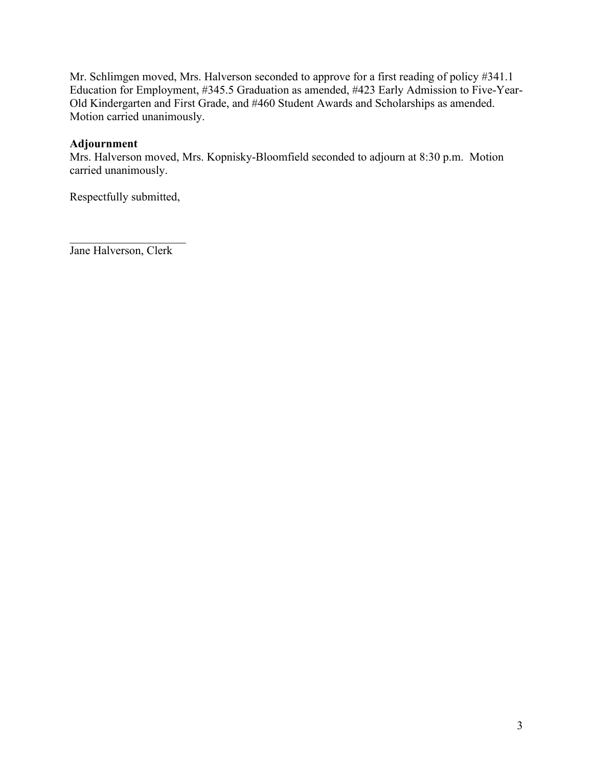Mr. Schlimgen moved, Mrs. Halverson seconded to approve for a first reading of policy #341.1 Education for Employment, #345.5 Graduation as amended, #423 Early Admission to Five-Year-Old Kindergarten and First Grade, and #460 Student Awards and Scholarships as amended. Motion carried unanimously.

**Adjournment**

Mrs. Halverson moved, Mrs. Kopnisky-Bloomfield seconded to adjourn at 8:30 p.m. Motion carried unanimously.

Respectfully submitted,

____________________

Jane Halverson, Clerk